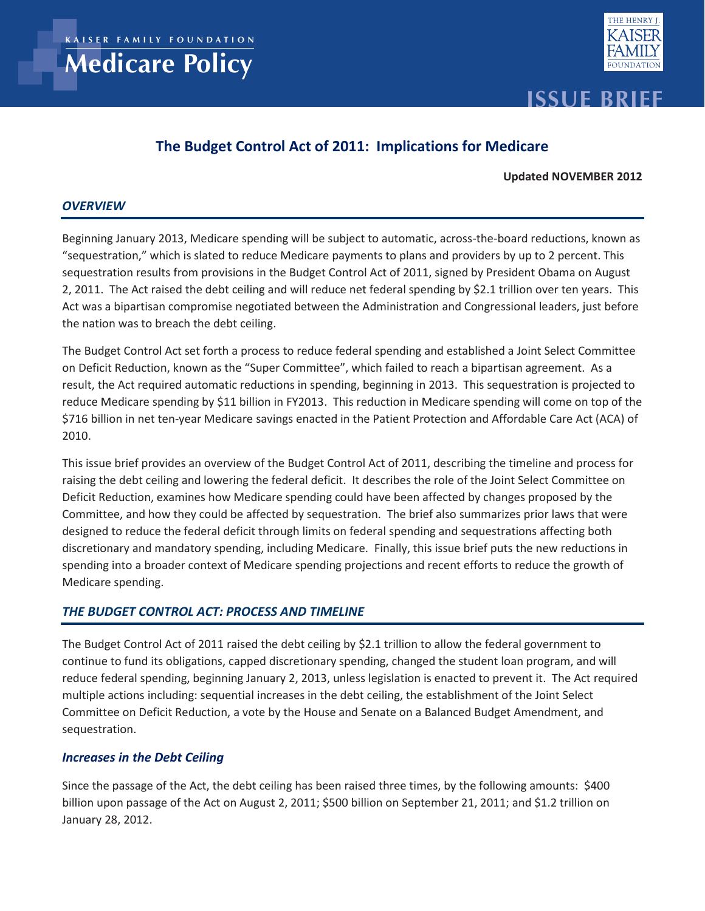KAISER FAMILY FOUNDATION

**Medicare Policy**

**ISSUE BRIEF**

# The Budget Control Act of 2011: Implications for Medicare

**Updated NOVEMBER 2012**

## *OVERVIEW*

Beginning January 2013, Medicare spending will be subject to automatic, across-the-board reductions, known as "sequestration," which is slated to reduce Medicare payments to plans and providers by up to 2 percent. This sequestration results from provisions in the Budget Control Act of 2011, signed by President Obama on August 2, 2011. The Act raised the debt ceiling and will reduce net federal spending by $2.1 trillion over ten years. This Act was a bipartisan compromise negotiated between the Administration and Congressional leaders, just before the nation was to breach the debt ceiling.

The Budget Control Act set forth a process to reduce federal spending and established a Joint Select Committee on Deficit Reduction, known as the "Super Committee", which failed to reach a bipartisan agreement. As a result, the Act required automatic reductions in spending, beginning in 2013. This sequestration is projected to reduce Medicare spending by $11 billion in FY2013. This reduction in Medicare spending will come on top of the $716 billion in net ten-year Medicare savings enacted in the Patient Protection and Affordable Care Act (ACA) of 2010.

This issue brief provides an overview of the Budget Control Act of 2011, describing the timeline and process for raising the debt ceiling and lowering the federal deficit. It describes the role of the Joint Select Committee on Deficit Reduction, examines how Medicare spending could have been affected by changes proposed by the Committee, and how they could be affected by sequestration. The brief also summarizes prior laws that were designed to reduce the federal deficit through limits on federal spending and sequestrations affecting both discretionary and mandatory spending, including Medicare. Finally, this issue brief puts the new reductions in spending into a broader context of Medicare spending projections and recent efforts to reduce the growth of Medicare spending.

## *THE BUDGET CONTROL ACT: PROCESS AND TIMELINE*

The Budget Control Act of 2011 raised the debt ceiling by $2.1 trillion to allow the federal government to continue to fund its obligations, capped discretionary spending, changed the student loan program, and will reduce federal spending, beginning January 2, 2013, unless legislation is enacted to prevent it. The Act required multiple actions including: sequential increases in the debt ceiling, the establishment of the Joint Select Committee on Deficit Reduction, a vote by the House and Senate on a Balanced Budget Amendment, and sequestration.

### *Increases in the Debt Ceiling*

Since the passage of the Act, the debt ceiling has been raised three times, by the following amounts: $400 billion upon passage of the Act on August 2, 2011; $500 billion on September 21, 2011; and $1.2 trillion on January 28, 2012.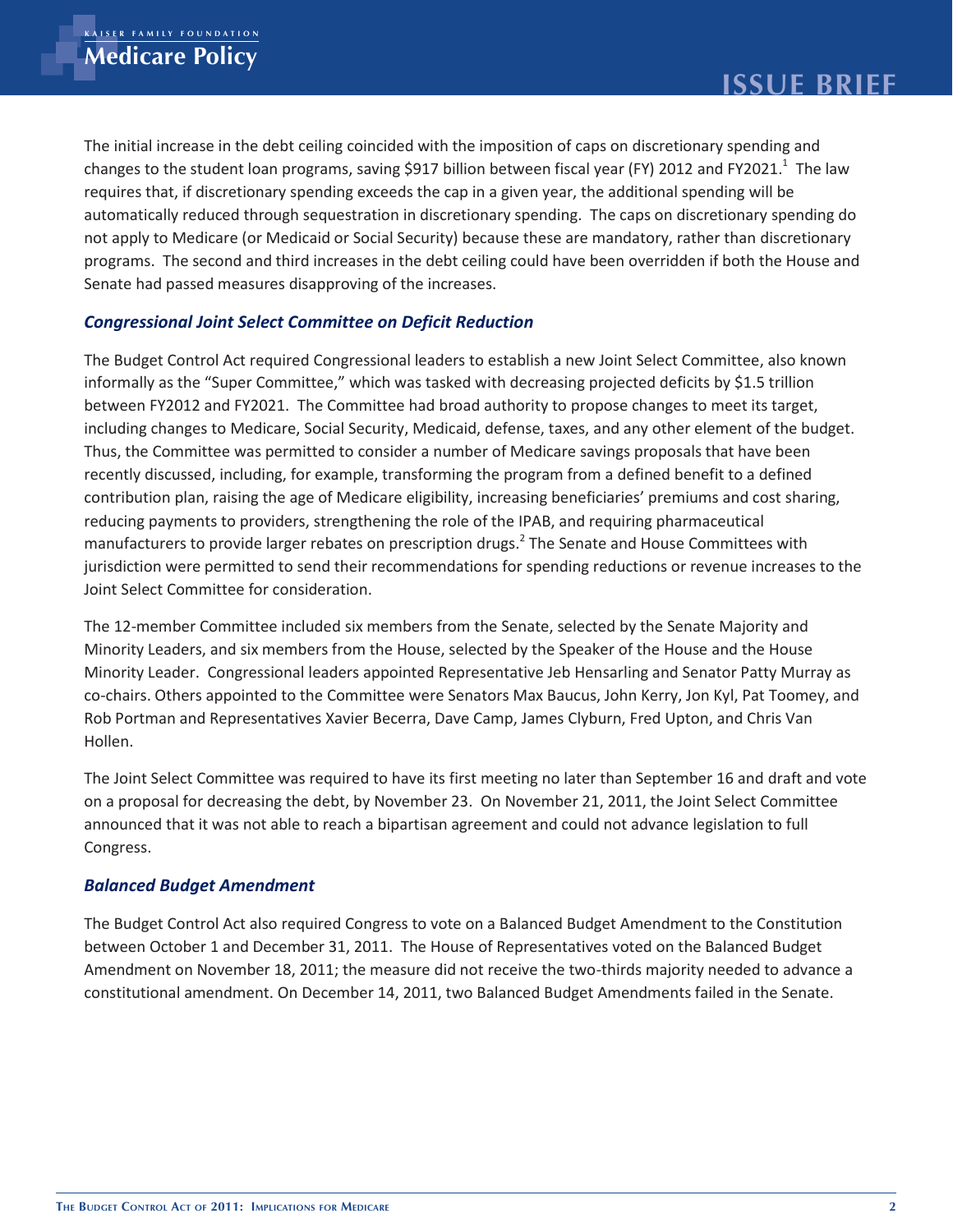The initial increase in the debt ceiling coincided with the imposition of caps on discretionary spending and changes to the student loan programs, saving $917 billion between fiscal year (FY) 2012 and FY2021.[1] The law requires that, if discretionary spending exceeds the cap in a given year, the additional spending will be automatically reduced through sequestration in discretionary spending. The caps on discretionary spending do not apply to Medicare (or Medicaid or Social Security) because these are mandatory, rather than discretionary programs. The second and third increases in the debt ceiling could have been overridden if both the House and Senate had passed measures disapproving of the increases.

### *Congressional Joint Select Committee on Deficit Reduction*

The Budget Control Act required Congressional leaders to establish a new Joint Select Committee, also known informally as the "Super Committee," which was tasked with decreasing projected deficits by $1.5 trillion between FY2012 and FY2021. The Committee had broad authority to propose changes to meet its target, including changes to Medicare, Social Security, Medicaid, defense, taxes, and any other element of the budget. Thus, the Committee was permitted to consider a number of Medicare savings proposals that have been recently discussed, including, for example, transforming the program from a defined benefit to a defined contribution plan, raising the age of Medicare eligibility, increasing beneficiaries' premiums and cost sharing, reducing payments to providers, strengthening the role of the IPAB, and requiring pharmaceutical manufacturers to provide larger rebates on prescription drugs.[2] The Senate and House Committees with jurisdiction were permitted to send their recommendations for spending reductions or revenue increases to the Joint Select Committee for consideration.

The 12-member Committee included six members from the Senate, selected by the Senate Majority and Minority Leaders, and six members from the House, selected by the Speaker of the House and the House Minority Leader. Congressional leaders appointed Representative Jeb Hensarling and Senator Patty Murray as co-chairs. Others appointed to the Committee were Senators Max Baucus, John Kerry, Jon Kyl, Pat Toomey, and Rob Portman and Representatives Xavier Becerra, Dave Camp, James Clyburn, Fred Upton, and Chris Van Hollen.

The Joint Select Committee was required to have its first meeting no later than September 16 and draft and vote on a proposal for decreasing the debt, by November 23. On November 21, 2011, the Joint Select Committee announced that it was not able to reach a bipartisan agreement and could not advance legislation to full Congress.

### *Balanced Budget Amendment*

The Budget Control Act also required Congress to vote on a Balanced Budget Amendment to the Constitution between October 1 and December 31, 2011. The House of Representatives voted on the Balanced Budget Amendment on November 18, 2011; the measure did not receive the two-thirds majority needed to advance a constitutional amendment. On December 14, 2011, two Balanced Budget Amendments failed in the Senate.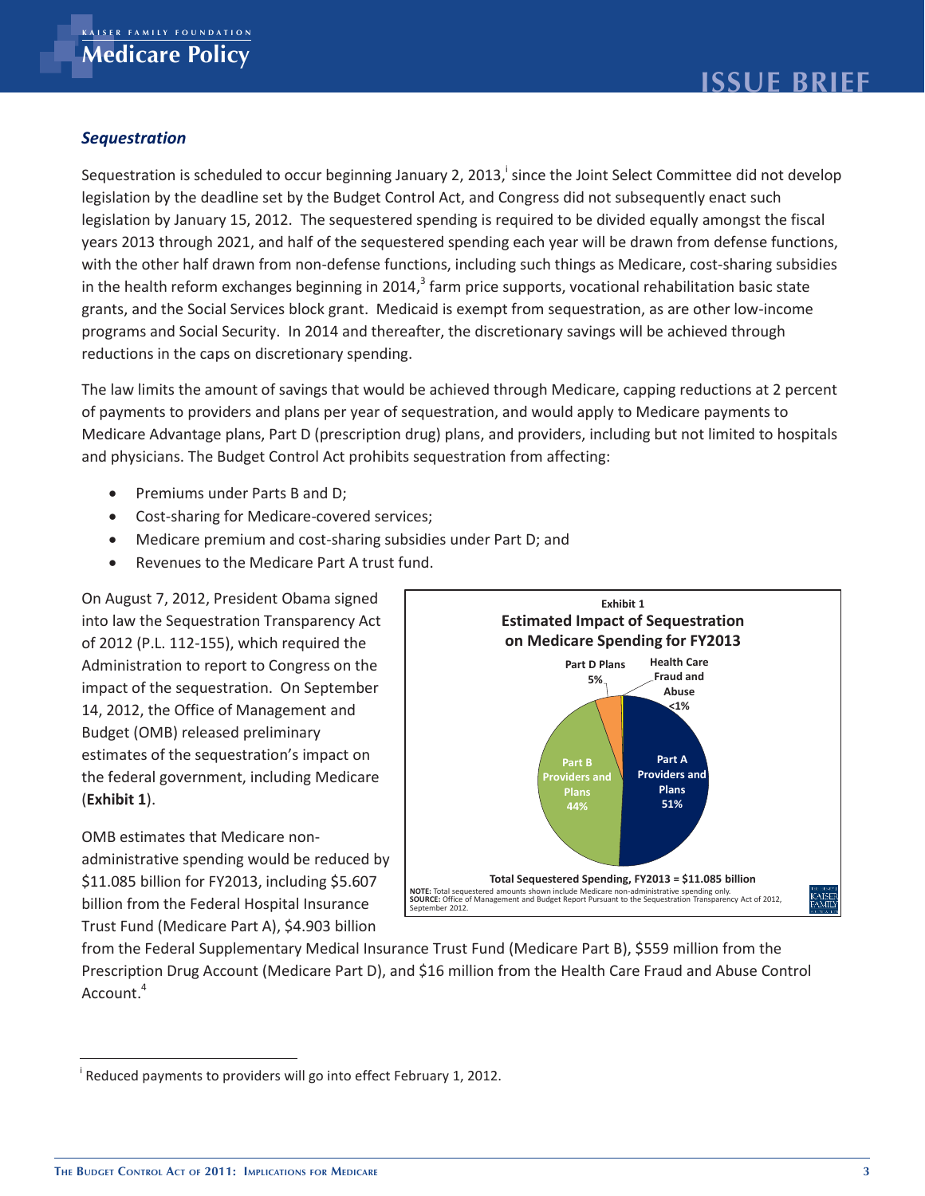### *Sequestration*

Sequestration is scheduled to occur beginning January 2, 2013,[i] since the Joint Select Committee did not develop legislation by the deadline set by the Budget Control Act, and Congress did not subsequently enact such legislation by January 15, 2012. The sequestered spending is required to be divided equally amongst the fiscal years 2013 through 2021, and half of the sequestered spending each year will be drawn from defense functions, with the other half drawn from non-defense functions, including such things as Medicare, cost-sharing subsidies in the health reform exchanges beginning in 2014,[3] farm price supports, vocational rehabilitation basic state grants, and the Social Services block grant. Medicaid is exempt from sequestration, as are other low-income programs and Social Security. In 2014 and thereafter, the discretionary savings will be achieved through reductions in the caps on discretionary spending.

The law limits the amount of savings that would be achieved through Medicare, capping reductions at 2 percent of payments to providers and plans per year of sequestration, and would apply to Medicare payments to Medicare Advantage plans, Part D (prescription drug) plans, and providers, including but not limited to hospitals and physicians. The Budget Control Act prohibits sequestration from affecting:

- Premiums under Parts B and D;
- Cost-sharing for Medicare-covered services;
- Medicare premium and cost-sharing subsidies under Part D; and
- Revenues to the Medicare Part A trust fund.

On August 7, 2012, President Obama signed into law the Sequestration Transparency Act of 2012 (P.L. 112-155), which required the Administration to report to Congress on the impact of the sequestration. On September 14, 2012, the Office of Management and Budget (OMB) released preliminary estimates of the sequestration's impact on the federal government, including Medicare (**Exhibit 1**).

**Exhibit 1**

**Estimated Impact of Sequestration on Medicare Spending for FY2013**

| Category | Share |
|---|---|
| Part A Providers and Plans | 51% |
| Part B Providers and Plans | 44% |
| Part D Plans | 5% |
| Health Care Fraud and Abuse | <1% |

**Total Sequestered Spending, FY2013 = $11.085 billion**

**NOTE:** Total sequestered amounts shown include Medicare non-administrative spending only.
**SOURCE:** Office of Management and Budget Report Pursuant to the Sequestration Transparency Act of 2012, September 2012.

OMB estimates that Medicare non-administrative spending would be reduced by $11.085 billion for FY2013, including $5.607 billion from the Federal Hospital Insurance Trust Fund (Medicare Part A), $4.903 billion from the Federal Supplementary Medical Insurance Trust Fund (Medicare Part B), $559 million from the Prescription Drug Account (Medicare Part D), and $16 million from the Health Care Fraud and Abuse Control Account.[4]

---

[i] Reduced payments to providers will go into effect February 1, 2012.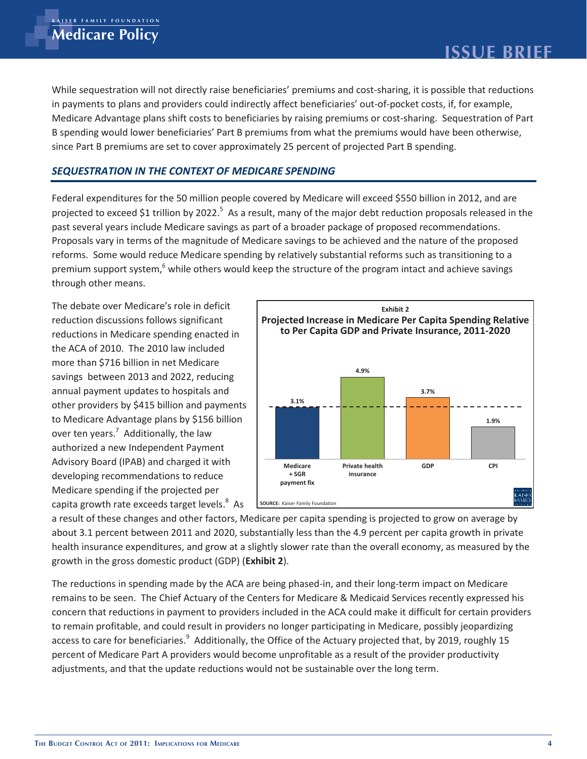While sequestration will not directly raise beneficiaries' premiums and cost-sharing, it is possible that reductions in payments to plans and providers could indirectly affect beneficiaries' out-of-pocket costs, if, for example, Medicare Advantage plans shift costs to beneficiaries by raising premiums or cost-sharing. Sequestration of Part B spending would lower beneficiaries' Part B premiums from what the premiums would have been otherwise, since Part B premiums are set to cover approximately 25 percent of projected Part B spending.

## *SEQUESTRATION IN THE CONTEXT OF MEDICARE SPENDING*

Federal expenditures for the 50 million people covered by Medicare will exceed $550 billion in 2012, and are projected to exceed $1 trillion by 2022.[5] As a result, many of the major debt reduction proposals released in the past several years include Medicare savings as part of a broader package of proposed recommendations. Proposals vary in terms of the magnitude of Medicare savings to be achieved and the nature of the proposed reforms. Some would reduce Medicare spending by relatively substantial reforms such as transitioning to a premium support system,[6] while others would keep the structure of the program intact and achieve savings through other means.

The debate over Medicare's role in deficit reduction discussions follows significant reductions in Medicare spending enacted in the ACA of 2010. The 2010 law included more than $716 billion in net Medicare savings between 2013 and 2022, reducing annual payment updates to hospitals and other providers by $415 billion and payments to Medicare Advantage plans by $156 billion over ten years.[7] Additionally, the law authorized a new Independent Payment Advisory Board (IPAB) and charged it with developing recommendations to reduce Medicare spending if the projected per capita growth rate exceeds target levels.[8] As a result of these changes and other factors, Medicare per capita spending is projected to grow on average by about 3.1 percent between 2011 and 2020, substantially less than the 4.9 percent per capita growth in private health insurance expenditures, and grow at a slightly slower rate than the overall economy, as measured by the growth in the gross domestic product (GDP) (**Exhibit 2**).

**Exhibit 2**

**Projected Increase in Medicare Per Capita Spending Relative to Per Capita GDP and Private Insurance, 2011-2020**

| Category | Projected Increase |
|---|---|
| Medicare + SGR payment fix | 3.1% |
| Private health insurance | 4.9% |
| GDP | 3.7% |
| CPI | 1.9% |

**SOURCE:** Kaiser Family Foundation

The reductions in spending made by the ACA are being phased-in, and their long-term impact on Medicare remains to be seen. The Chief Actuary of the Centers for Medicare & Medicaid Services recently expressed his concern that reductions in payment to providers included in the ACA could make it difficult for certain providers to remain profitable, and could result in providers no longer participating in Medicare, possibly jeopardizing access to care for beneficiaries.[9] Additionally, the Office of the Actuary projected that, by 2019, roughly 15 percent of Medicare Part A providers would become unprofitable as a result of the provider productivity adjustments, and that the update reductions would not be sustainable over the long term.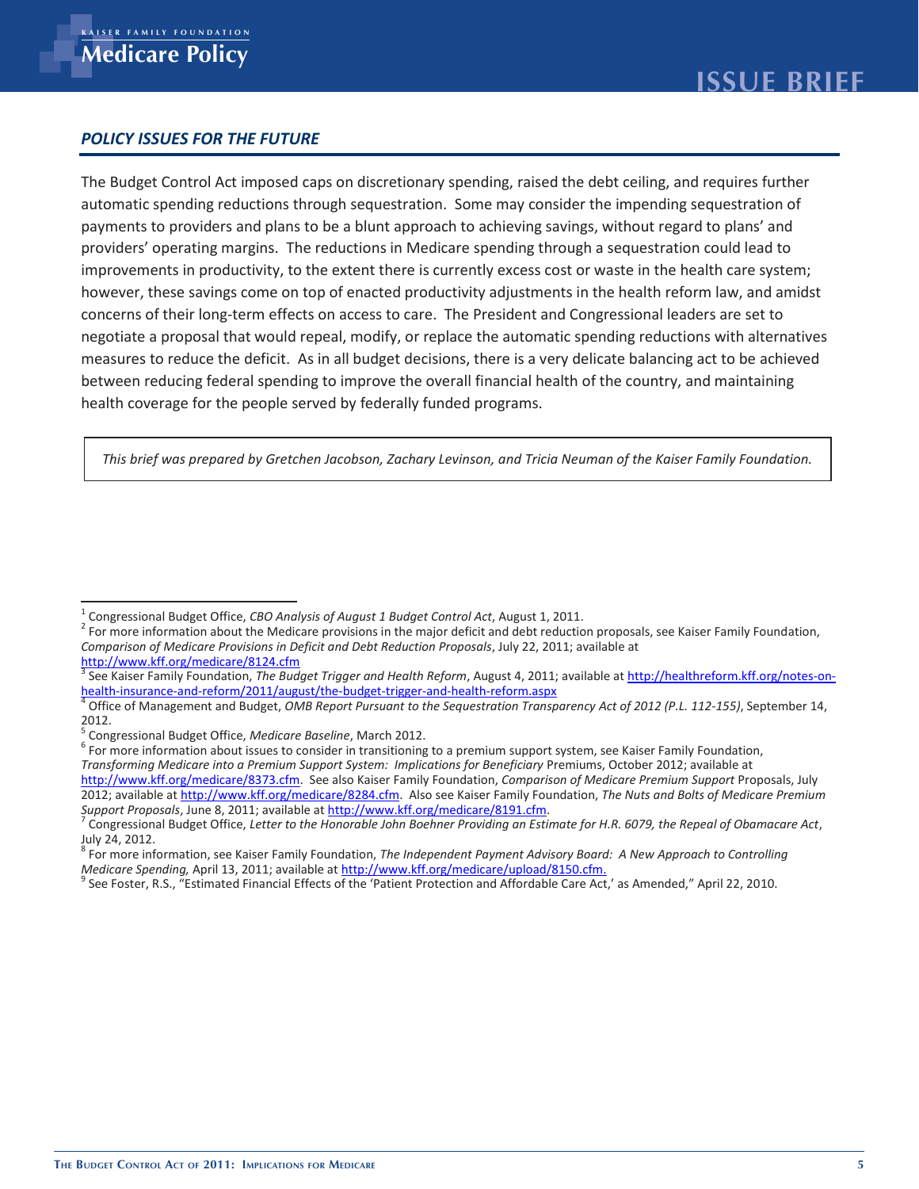## *POLICY ISSUES FOR THE FUTURE*

The Budget Control Act imposed caps on discretionary spending, raised the debt ceiling, and requires further automatic spending reductions through sequestration. Some may consider the impending sequestration of payments to providers and plans to be a blunt approach to achieving savings, without regard to plans' and providers' operating margins. The reductions in Medicare spending through a sequestration could lead to improvements in productivity, to the extent there is currently excess cost or waste in the health care system; however, these savings come on top of enacted productivity adjustments in the health reform law, and amidst concerns of their long-term effects on access to care. The President and Congressional leaders are set to negotiate a proposal that would repeal, modify, or replace the automatic spending reductions with alternatives measures to reduce the deficit. As in all budget decisions, there is a very delicate balancing act to be achieved between reducing federal spending to improve the overall financial health of the country, and maintaining health coverage for the people served by federally funded programs.

*This brief was prepared by Gretchen Jacobson, Zachary Levinson, and Tricia Neuman of the Kaiser Family Foundation.*

---

[1] Congressional Budget Office, *CBO Analysis of August 1 Budget Control Act*, August 1, 2011.

[2] For more information about the Medicare provisions in the major deficit and debt reduction proposals, see Kaiser Family Foundation, *Comparison of Medicare Provisions in Deficit and Debt Reduction Proposals*, July 22, 2011; available at http://www.kff.org/medicare/8124.cfm

[3] See Kaiser Family Foundation, *The Budget Trigger and Health Reform*, August 4, 2011; available at http://healthreform.kff.org/notes-on-health-insurance-and-reform/2011/august/the-budget-trigger-and-health-reform.aspx

[4] Office of Management and Budget, *OMB Report Pursuant to the Sequestration Transparency Act of 2012 (P.L. 112-155)*, September 14, 2012.

[5] Congressional Budget Office, *Medicare Baseline*, March 2012.

[6] For more information about issues to consider in transitioning to a premium support system, see Kaiser Family Foundation, *Transforming Medicare into a Premium Support System: Implications for Beneficiary* Premiums, October 2012; available at http://www.kff.org/medicare/8373.cfm. See also Kaiser Family Foundation, *Comparison of Medicare Premium Support* Proposals, July 2012; available at http://www.kff.org/medicare/8284.cfm. Also see Kaiser Family Foundation, *The Nuts and Bolts of Medicare Premium Support Proposals*, June 8, 2011; available at http://www.kff.org/medicare/8191.cfm.

[7] Congressional Budget Office, *Letter to the Honorable John Boehner Providing an Estimate for H.R. 6079, the Repeal of Obamacare Act*, July 24, 2012.

[8] For more information, see Kaiser Family Foundation, *The Independent Payment Advisory Board: A New Approach to Controlling Medicare Spending,* April 13, 2011; available at http://www.kff.org/medicare/upload/8150.cfm.

[9] See Foster, R.S., "Estimated Financial Effects of the 'Patient Protection and Affordable Care Act,' as Amended," April 22, 2010.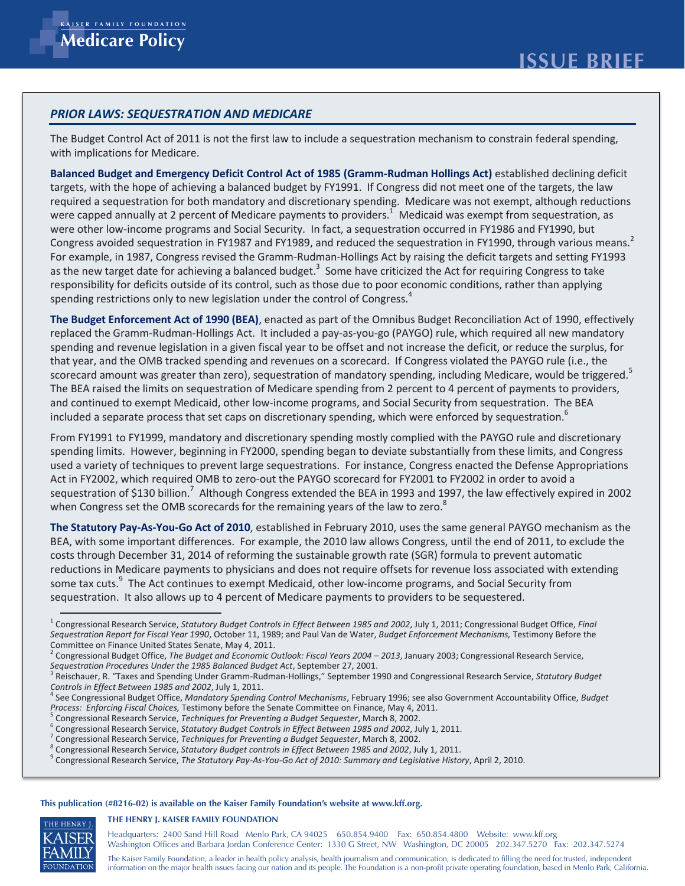## PRIOR LAWS: SEQUESTRATION AND MEDICARE

The Budget Control Act of 2011 is not the first law to include a sequestration mechanism to constrain federal spending, with implications for Medicare.

**Balanced Budget and Emergency Deficit Control Act of 1985 (Gramm-Rudman Hollings Act)** established declining deficit targets, with the hope of achieving a balanced budget by FY1991. If Congress did not meet one of the targets, the law required a sequestration for both mandatory and discretionary spending. Medicare was not exempt, although reductions were capped annually at 2 percent of Medicare payments to providers.[1] Medicaid was exempt from sequestration, as were other low-income programs and Social Security. In fact, a sequestration occurred in FY1986 and FY1990, but Congress avoided sequestration in FY1987 and FY1989, and reduced the sequestration in FY1990, through various means.[2] For example, in 1987, Congress revised the Gramm-Rudman-Hollings Act by raising the deficit targets and setting FY1993 as the new target date for achieving a balanced budget.[3] Some have criticized the Act for requiring Congress to take responsibility for deficits outside of its control, such as those due to poor economic conditions, rather than applying spending restrictions only to new legislation under the control of Congress.[4]

**The Budget Enforcement Act of 1990 (BEA)**, enacted as part of the Omnibus Budget Reconciliation Act of 1990, effectively replaced the Gramm-Rudman-Hollings Act. It included a pay-as-you-go (PAYGO) rule, which required all new mandatory spending and revenue legislation in a given fiscal year to be offset and not increase the deficit, or reduce the surplus, for that year, and the OMB tracked spending and revenues on a scorecard. If Congress violated the PAYGO rule (i.e., the scorecard amount was greater than zero), sequestration of mandatory spending, including Medicare, would be triggered.[5] The BEA raised the limits on sequestration of Medicare spending from 2 percent to 4 percent of payments to providers, and continued to exempt Medicaid, other low-income programs, and Social Security from sequestration. The BEA included a separate process that set caps on discretionary spending, which were enforced by sequestration.[6]

From FY1991 to FY1999, mandatory and discretionary spending mostly complied with the PAYGO rule and discretionary spending limits. However, beginning in FY2000, spending began to deviate substantially from these limits, and Congress used a variety of techniques to prevent large sequestrations. For instance, Congress enacted the Defense Appropriations Act in FY2002, which required OMB to zero-out the PAYGO scorecard for FY2001 to FY2002 in order to avoid a sequestration of $130 billion.[7] Although Congress extended the BEA in 1993 and 1997, the law effectively expired in 2002 when Congress set the OMB scorecards for the remaining years of the law to zero.[8]

**The Statutory Pay-As-You-Go Act of 2010**, established in February 2010, uses the same general PAYGO mechanism as the BEA, with some important differences. For example, the 2010 law allows Congress, until the end of 2011, to exclude the costs through December 31, 2014 of reforming the sustainable growth rate (SGR) formula to prevent automatic reductions in Medicare payments to physicians and does not require offsets for revenue loss associated with extending some tax cuts.[9] The Act continues to exempt Medicaid, other low-income programs, and Social Security from sequestration. It also allows up to 4 percent of Medicare payments to providers to be sequestered.

---

[1] Congressional Research Service, *Statutory Budget Controls in Effect Between 1985 and 2002*, July 1, 2011; Congressional Budget Office, *Final Sequestration Report for Fiscal Year 1990*, October 11, 1989; and Paul Van de Water, *Budget Enforcement Mechanisms,* Testimony Before the Committee on Finance United States Senate, May 4, 2011.

[2] Congressional Budget Office, *The Budget and Economic Outlook: Fiscal Years 2004 – 2013*, January 2003; Congressional Research Service, *Sequestration Procedures Under the 1985 Balanced Budget Act*, September 27, 2001.

[3] Reischauer, R. "Taxes and Spending Under Gramm-Rudman-Hollings," September 1990 and Congressional Research Service, *Statutory Budget Controls in Effect Between 1985 and 2002*, July 1, 2011.

[4] See Congressional Budget Office, *Mandatory Spending Control Mechanisms*, February 1996; see also Government Accountability Office, *Budget Process: Enforcing Fiscal Choices,* Testimony before the Senate Committee on Finance, May 4, 2011.

[5] Congressional Research Service, *Techniques for Preventing a Budget Sequester*, March 8, 2002.

[6] Congressional Research Service, *Statutory Budget Controls in Effect Between 1985 and 2002*, July 1, 2011.

[7] Congressional Research Service, *Techniques for Preventing a Budget Sequester*, March 8, 2002.

[8] Congressional Research Service, *Statutory Budget controls in Effect Between 1985 and 2002*, July 1, 2011.

[9] Congressional Research Service, *The Statutory Pay-As-You-Go Act of 2010: Summary and Legislative History*, April 2, 2010.

**This publication (#8216-02) is available on the Kaiser Family Foundation's website at www.kff.org.**

**THE HENRY J. KAISER FAMILY FOUNDATION**

Headquarters: 2400 Sand Hill Road Menlo Park, CA 94025 650.854.9400 Fax: 650.854.4800 Website: www.kff.org
Washington Offices and Barbara Jordan Conference Center: 1330 G Street, NW Washington, DC 20005 202.347.5270 Fax: 202.347.5274

The Kaiser Family Foundation, a leader in health policy analysis, health journalism and communication, is dedicated to filling the need for trusted, independent information on the major health issues facing our nation and its people. The Foundation is a non-profit private operating foundation, based in Menlo Park, California.